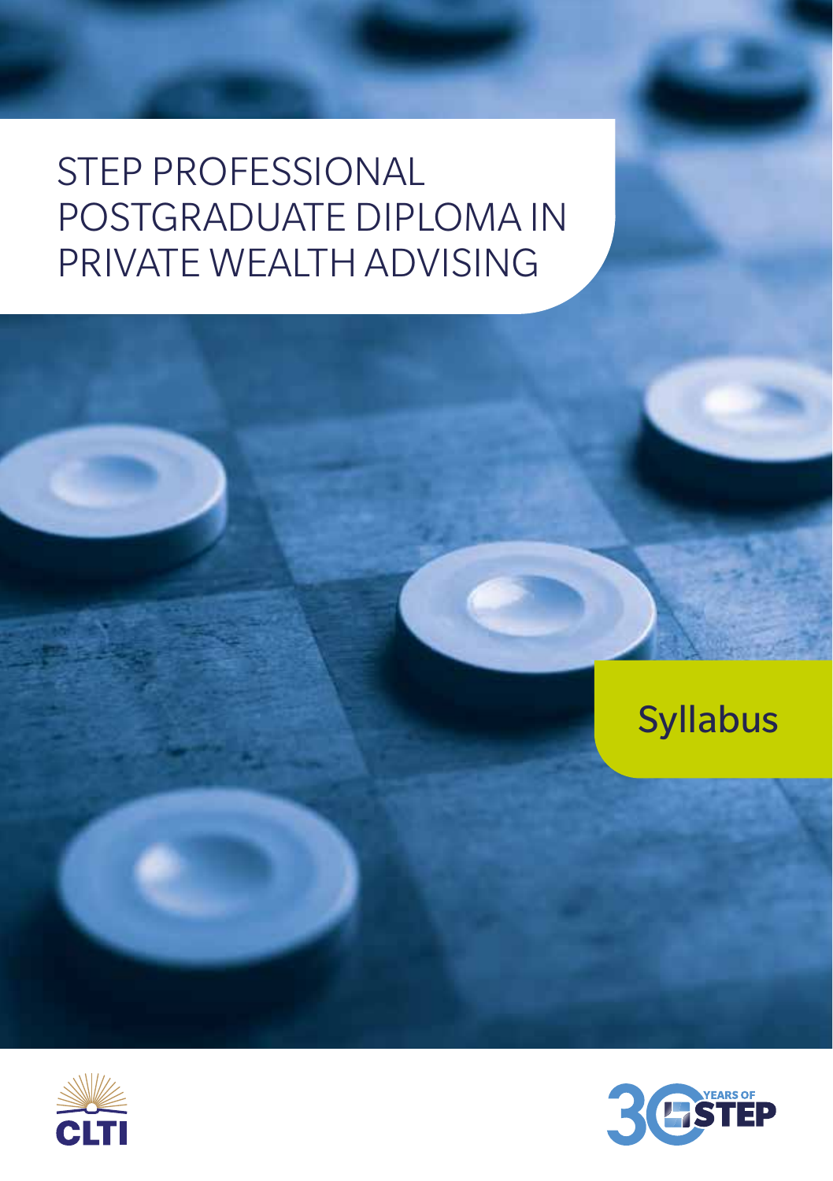# STEP PROFESSIONAL POSTGRADUATE DIPLOMA IN PRIVATE WEALTH ADVISING

Syllabus

CLTI

30 YEARS OF STEP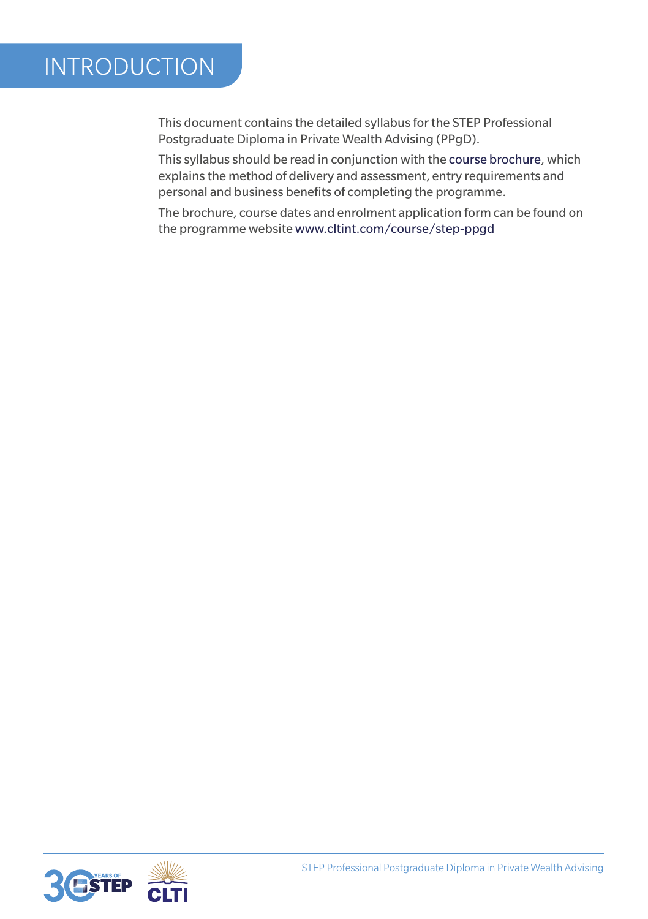# INTRODUCTION

This document contains the detailed syllabus for the STEP Professional Postgraduate Diploma in Private Wealth Advising (PPgD).

This syllabus should be read in conjunction with the course brochure, which explains the method of delivery and assessment, entry requirements and personal and business benefits of completing the programme.

The brochure, course dates and enrolment application form can be found on the programme website www.cltint.com/course/step-ppgd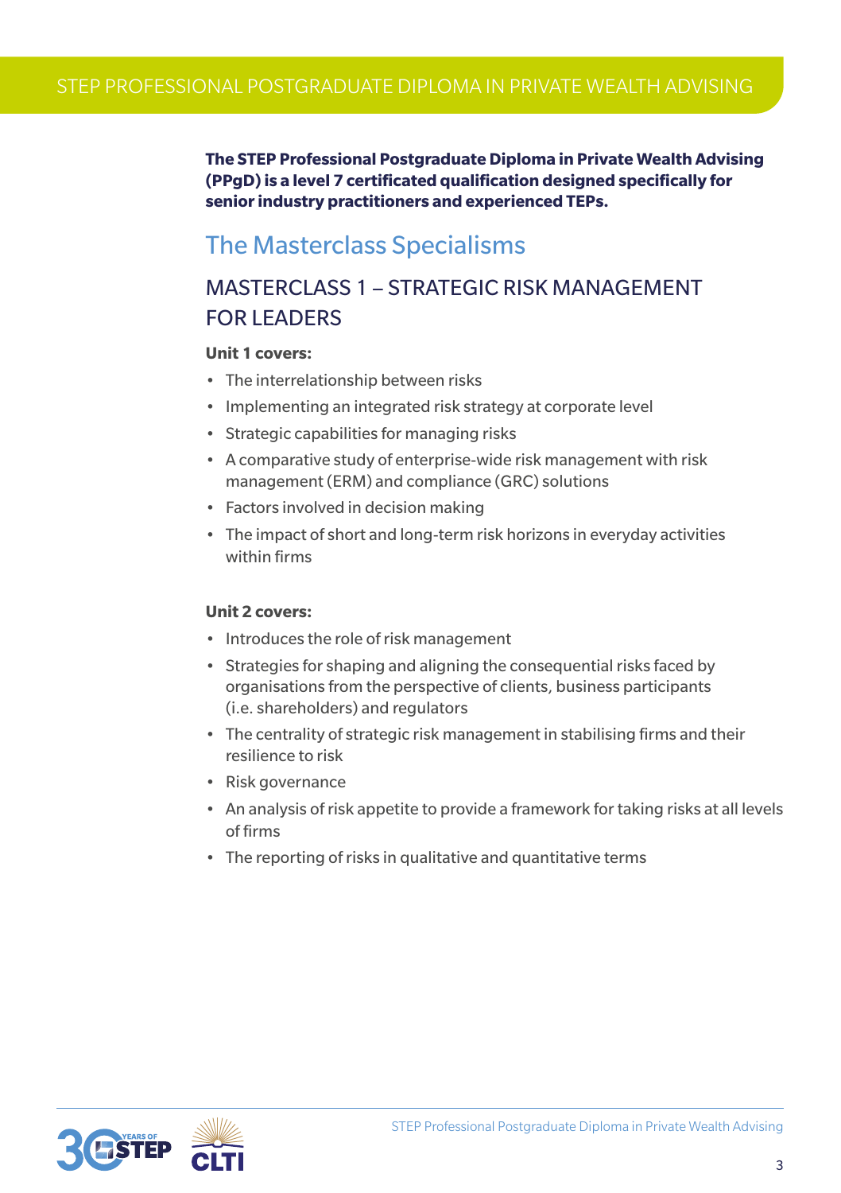**The STEP Professional Postgraduate Diploma in Private Wealth Advising (PPgD) is a level 7 certificated qualification designed specifically for senior industry practitioners and experienced TEPs.**

## The Masterclass Specialisms

### MASTERCLASS 1 – STRATEGIC RISK MANAGEMENT FOR LEADERS

**Unit 1 covers:**

- The interrelationship between risks
- Implementing an integrated risk strategy at corporate level
- Strategic capabilities for managing risks
- A comparative study of enterprise-wide risk management with risk management (ERM) and compliance (GRC) solutions
- Factors involved in decision making
- The impact of short and long-term risk horizons in everyday activities within firms

**Unit 2 covers:**

- Introduces the role of risk management
- Strategies for shaping and aligning the consequential risks faced by organisations from the perspective of clients, business participants (i.e. shareholders) and regulators
- The centrality of strategic risk management in stabilising firms and their resilience to risk
- Risk governance
- An analysis of risk appetite to provide a framework for taking risks at all levels of firms
- The reporting of risks in qualitative and quantitative terms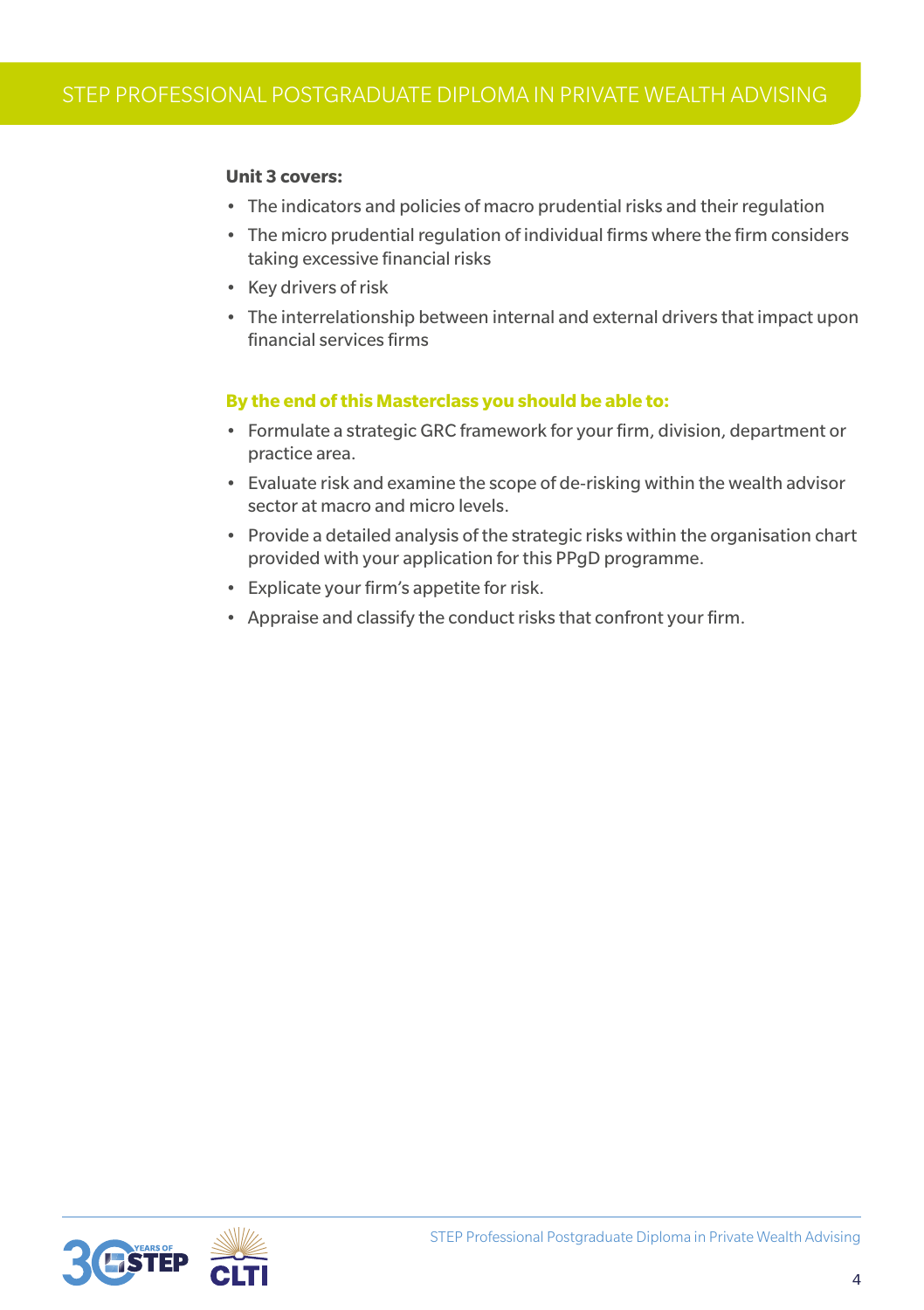**Unit 3 covers:**

- The indicators and policies of macro prudential risks and their regulation
- The micro prudential regulation of individual firms where the firm considers taking excessive financial risks
- Key drivers of risk
- The interrelationship between internal and external drivers that impact upon financial services firms

**By the end of this Masterclass you should be able to:**

- Formulate a strategic GRC framework for your firm, division, department or practice area.
- Evaluate risk and examine the scope of de-risking within the wealth advisor sector at macro and micro levels.
- Provide a detailed analysis of the strategic risks within the organisation chart provided with your application for this PPgD programme.
- Explicate your firm's appetite for risk.
- Appraise and classify the conduct risks that confront your firm.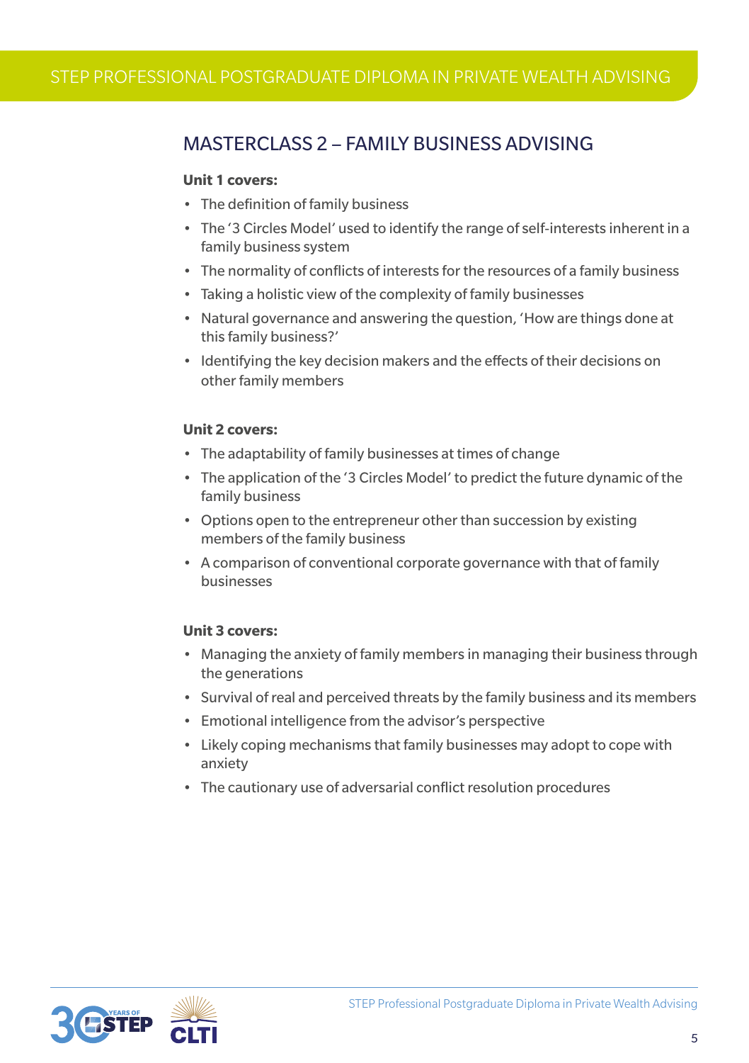## MASTERCLASS 2 – FAMILY BUSINESS ADVISING

**Unit 1 covers:**

- The definition of family business
- The '3 Circles Model' used to identify the range of self-interests inherent in a family business system
- The normality of conflicts of interests for the resources of a family business
- Taking a holistic view of the complexity of family businesses
- Natural governance and answering the question, 'How are things done at this family business?'
- Identifying the key decision makers and the effects of their decisions on other family members

**Unit 2 covers:**

- The adaptability of family businesses at times of change
- The application of the '3 Circles Model' to predict the future dynamic of the family business
- Options open to the entrepreneur other than succession by existing members of the family business
- A comparison of conventional corporate governance with that of family businesses

**Unit 3 covers:**

- Managing the anxiety of family members in managing their business through the generations
- Survival of real and perceived threats by the family business and its members
- Emotional intelligence from the advisor's perspective
- Likely coping mechanisms that family businesses may adopt to cope with anxiety
- The cautionary use of adversarial conflict resolution procedures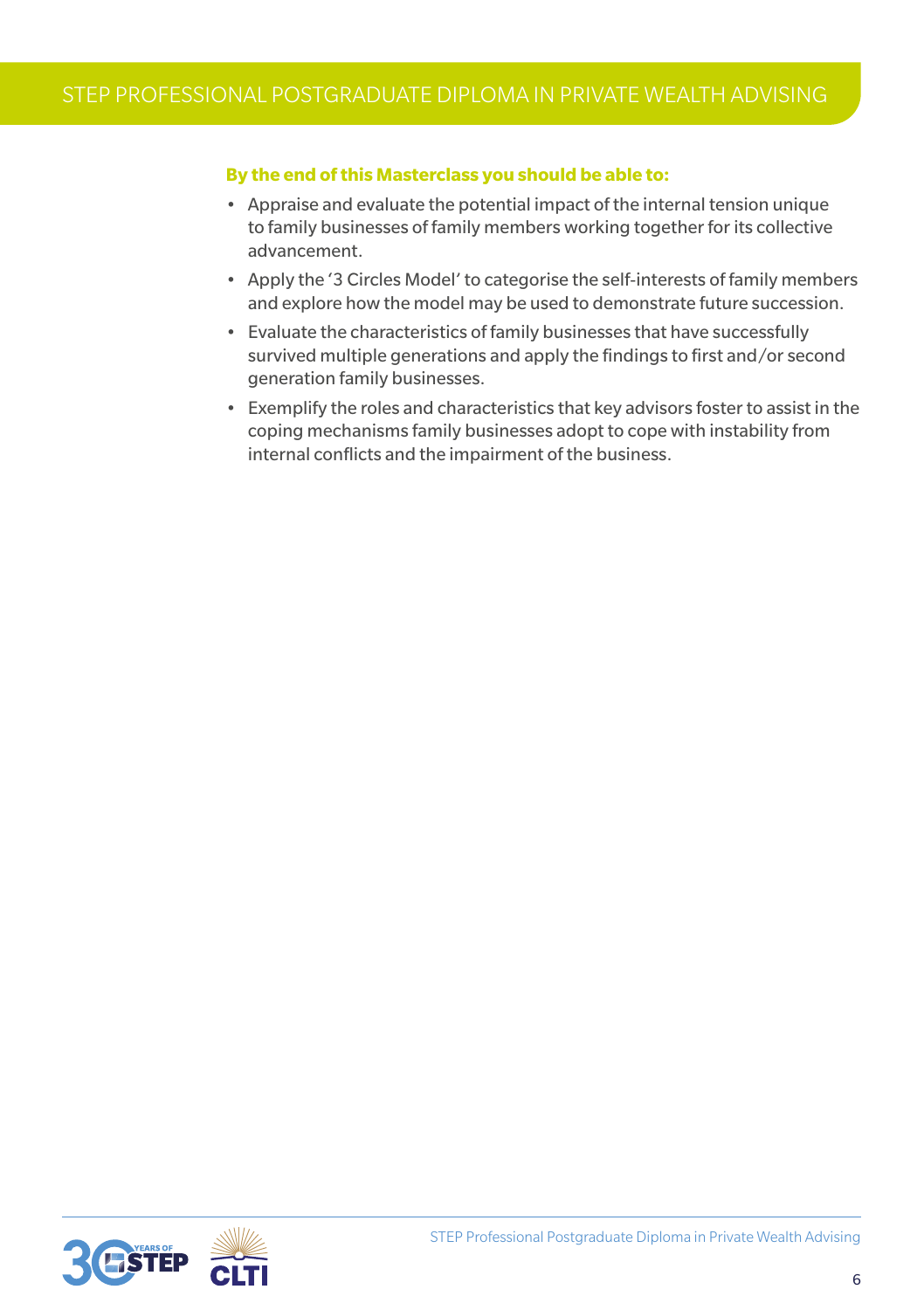**By the end of this Masterclass you should be able to:**

- Appraise and evaluate the potential impact of the internal tension unique to family businesses of family members working together for its collective advancement.
- Apply the '3 Circles Model' to categorise the self-interests of family members and explore how the model may be used to demonstrate future succession.
- Evaluate the characteristics of family businesses that have successfully survived multiple generations and apply the findings to first and/or second generation family businesses.
- Exemplify the roles and characteristics that key advisors foster to assist in the coping mechanisms family businesses adopt to cope with instability from internal conflicts and the impairment of the business.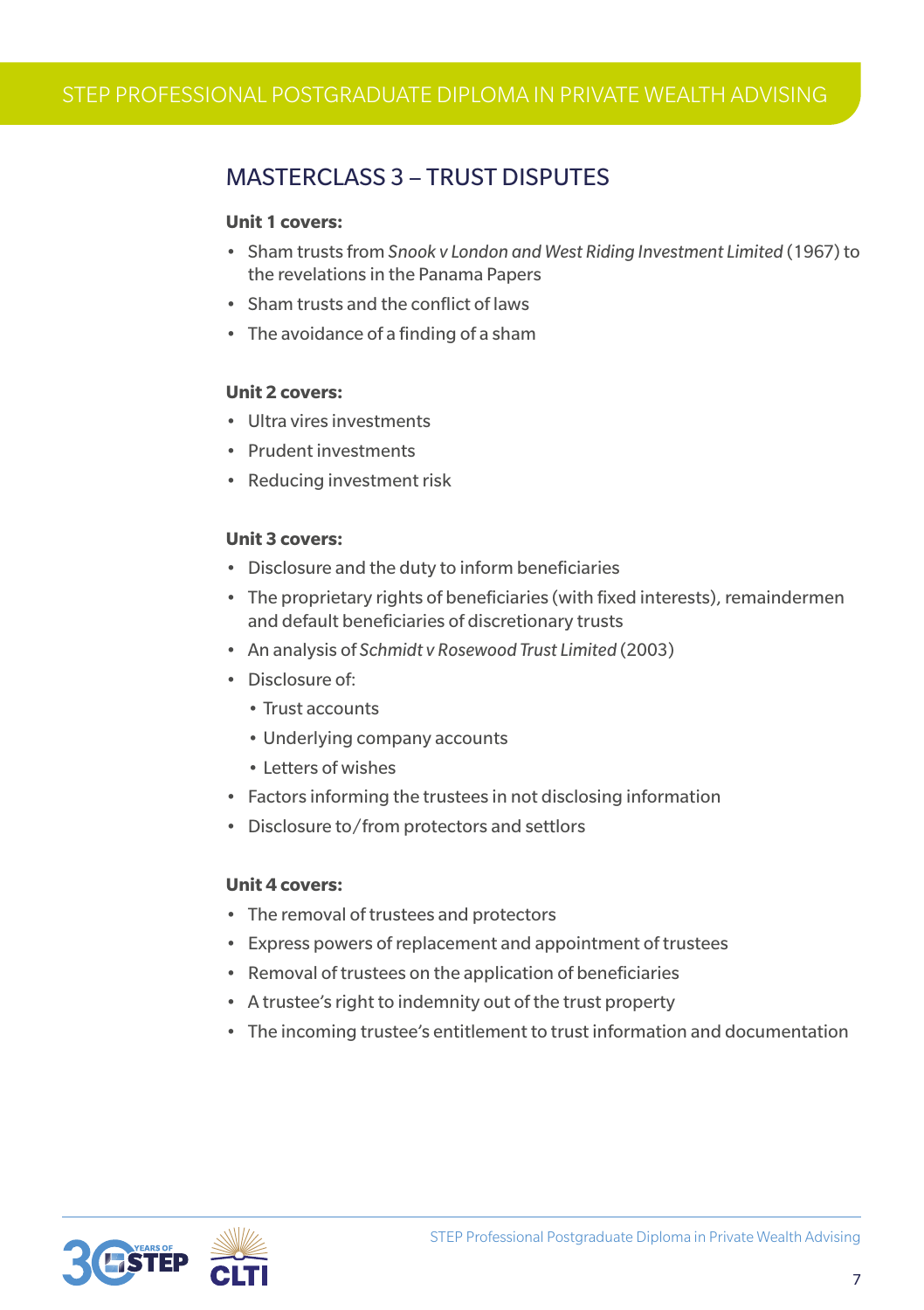## MASTERCLASS 3 – TRUST DISPUTES

**Unit 1 covers:**

- Sham trusts from *Snook v London and West Riding Investment Limited* (1967) to the revelations in the Panama Papers
- Sham trusts and the conflict of laws
- The avoidance of a finding of a sham

**Unit 2 covers:**

- Ultra vires investments
- Prudent investments
- Reducing investment risk

**Unit 3 covers:**

- Disclosure and the duty to inform beneficiaries
- The proprietary rights of beneficiaries (with fixed interests), remaindermen and default beneficiaries of discretionary trusts
- An analysis of *Schmidt v Rosewood Trust Limited* (2003)
- Disclosure of:
  - Trust accounts
  - Underlying company accounts
  - Letters of wishes
- Factors informing the trustees in not disclosing information
- Disclosure to/from protectors and settlors

**Unit 4 covers:**

- The removal of trustees and protectors
- Express powers of replacement and appointment of trustees
- Removal of trustees on the application of beneficiaries
- A trustee's right to indemnity out of the trust property
- The incoming trustee's entitlement to trust information and documentation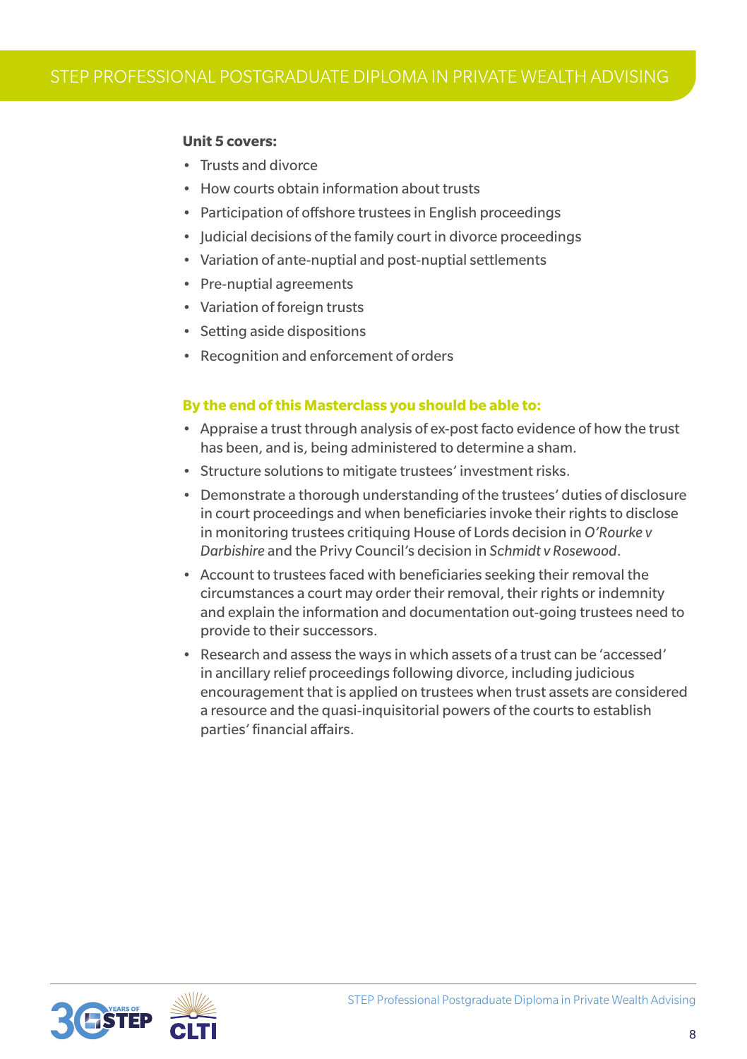**Unit 5 covers:**

- Trusts and divorce
- How courts obtain information about trusts
- Participation of offshore trustees in English proceedings
- Judicial decisions of the family court in divorce proceedings
- Variation of ante-nuptial and post-nuptial settlements
- Pre-nuptial agreements
- Variation of foreign trusts
- Setting aside dispositions
- Recognition and enforcement of orders

**By the end of this Masterclass you should be able to:**

- Appraise a trust through analysis of ex-post facto evidence of how the trust has been, and is, being administered to determine a sham.
- Structure solutions to mitigate trustees' investment risks.
- Demonstrate a thorough understanding of the trustees' duties of disclosure in court proceedings and when beneficiaries invoke their rights to disclose in monitoring trustees critiquing House of Lords decision in *O'Rourke v Darbishire* and the Privy Council's decision in *Schmidt v Rosewood*.
- Account to trustees faced with beneficiaries seeking their removal the circumstances a court may order their removal, their rights or indemnity and explain the information and documentation out-going trustees need to provide to their successors.
- Research and assess the ways in which assets of a trust can be 'accessed' in ancillary relief proceedings following divorce, including judicious encouragement that is applied on trustees when trust assets are considered a resource and the quasi-inquisitorial powers of the courts to establish parties' financial affairs.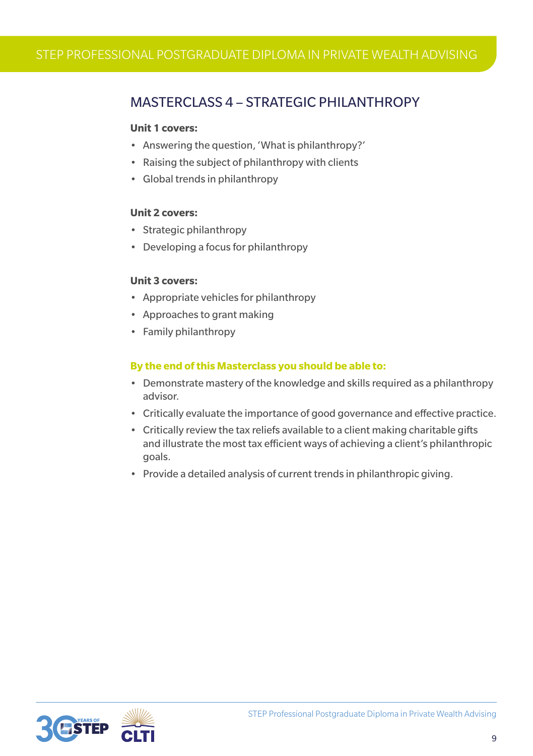## MASTERCLASS 4 – STRATEGIC PHILANTHROPY

**Unit 1 covers:**

- Answering the question, 'What is philanthropy?'
- Raising the subject of philanthropy with clients
- Global trends in philanthropy

**Unit 2 covers:**

- Strategic philanthropy
- Developing a focus for philanthropy

**Unit 3 covers:**

- Appropriate vehicles for philanthropy
- Approaches to grant making
- Family philanthropy

**By the end of this Masterclass you should be able to:**

- Demonstrate mastery of the knowledge and skills required as a philanthropy advisor.
- Critically evaluate the importance of good governance and effective practice.
- Critically review the tax reliefs available to a client making charitable gifts and illustrate the most tax efficient ways of achieving a client's philanthropic goals.
- Provide a detailed analysis of current trends in philanthropic giving.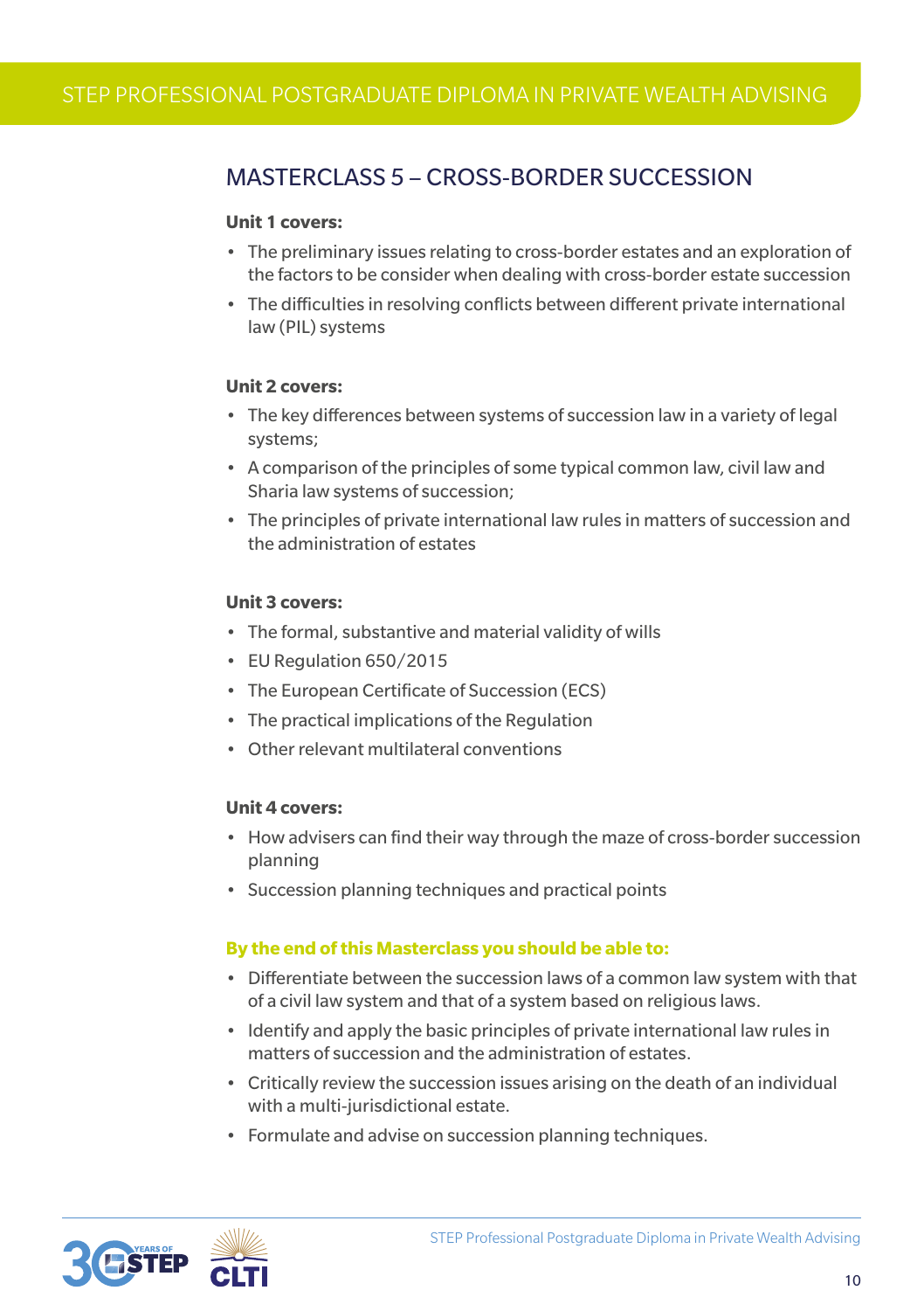## MASTERCLASS 5 – CROSS-BORDER SUCCESSION

**Unit 1 covers:**

- The preliminary issues relating to cross-border estates and an exploration of the factors to be consider when dealing with cross-border estate succession
- The difficulties in resolving conflicts between different private international law (PIL) systems

**Unit 2 covers:**

- The key differences between systems of succession law in a variety of legal systems;
- A comparison of the principles of some typical common law, civil law and Sharia law systems of succession;
- The principles of private international law rules in matters of succession and the administration of estates

**Unit 3 covers:**

- The formal, substantive and material validity of wills
- EU Regulation 650/2015
- The European Certificate of Succession (ECS)
- The practical implications of the Regulation
- Other relevant multilateral conventions

**Unit 4 covers:**

- How advisers can find their way through the maze of cross-border succession planning
- Succession planning techniques and practical points

**By the end of this Masterclass you should be able to:**

- Differentiate between the succession laws of a common law system with that of a civil law system and that of a system based on religious laws.
- Identify and apply the basic principles of private international law rules in matters of succession and the administration of estates.
- Critically review the succession issues arising on the death of an individual with a multi-jurisdictional estate.
- Formulate and advise on succession planning techniques.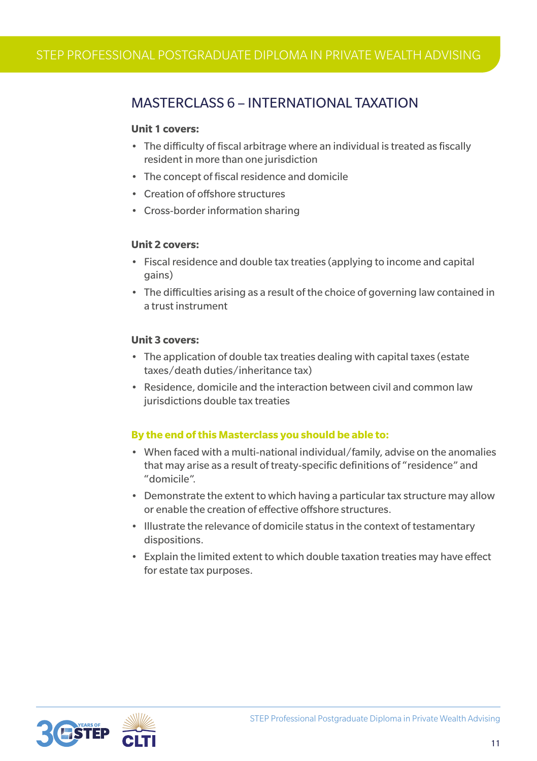## MASTERCLASS 6 – INTERNATIONAL TAXATION

**Unit 1 covers:**

- The difficulty of fiscal arbitrage where an individual is treated as fiscally resident in more than one jurisdiction
- The concept of fiscal residence and domicile
- Creation of offshore structures
- Cross-border information sharing

**Unit 2 covers:**

- Fiscal residence and double tax treaties (applying to income and capital gains)
- The difficulties arising as a result of the choice of governing law contained in a trust instrument

**Unit 3 covers:**

- The application of double tax treaties dealing with capital taxes (estate taxes/death duties/inheritance tax)
- Residence, domicile and the interaction between civil and common law jurisdictions double tax treaties

**By the end of this Masterclass you should be able to:**

- When faced with a multi-national individual/family, advise on the anomalies that may arise as a result of treaty-specific definitions of "residence" and "domicile".
- Demonstrate the extent to which having a particular tax structure may allow or enable the creation of effective offshore structures.
- Illustrate the relevance of domicile status in the context of testamentary dispositions.
- Explain the limited extent to which double taxation treaties may have effect for estate tax purposes.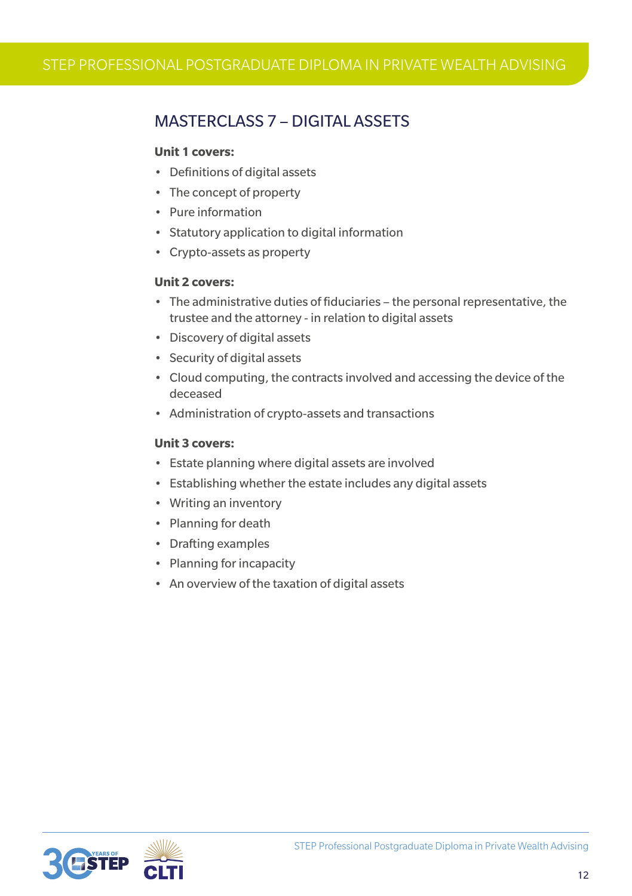## MASTERCLASS 7 – DIGITAL ASSETS

**Unit 1 covers:**

- Definitions of digital assets
- The concept of property
- Pure information
- Statutory application to digital information
- Crypto-assets as property

**Unit 2 covers:**

- The administrative duties of fiduciaries – the personal representative, the trustee and the attorney - in relation to digital assets
- Discovery of digital assets
- Security of digital assets
- Cloud computing, the contracts involved and accessing the device of the deceased
- Administration of crypto-assets and transactions

**Unit 3 covers:**

- Estate planning where digital assets are involved
- Establishing whether the estate includes any digital assets
- Writing an inventory
- Planning for death
- Drafting examples
- Planning for incapacity
- An overview of the taxation of digital assets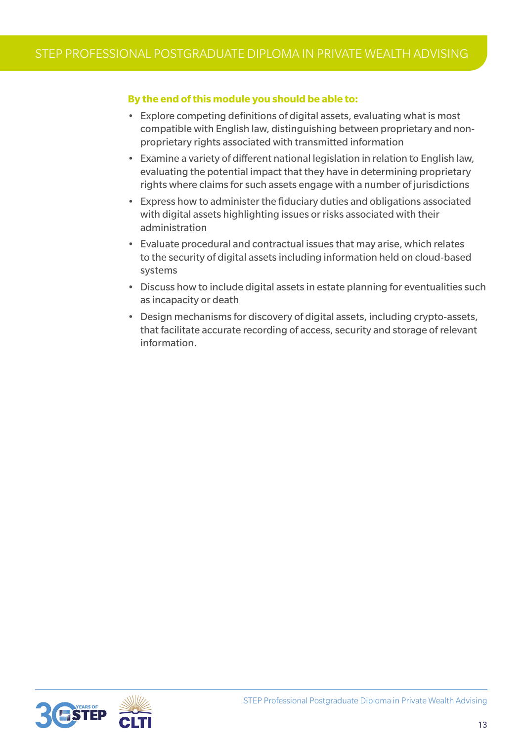**By the end of this module you should be able to:**

- Explore competing definitions of digital assets, evaluating what is most compatible with English law, distinguishing between proprietary and non-proprietary rights associated with transmitted information
- Examine a variety of different national legislation in relation to English law, evaluating the potential impact that they have in determining proprietary rights where claims for such assets engage with a number of jurisdictions
- Express how to administer the fiduciary duties and obligations associated with digital assets highlighting issues or risks associated with their administration
- Evaluate procedural and contractual issues that may arise, which relates to the security of digital assets including information held on cloud-based systems
- Discuss how to include digital assets in estate planning for eventualities such as incapacity or death
- Design mechanisms for discovery of digital assets, including crypto-assets, that facilitate accurate recording of access, security and storage of relevant information.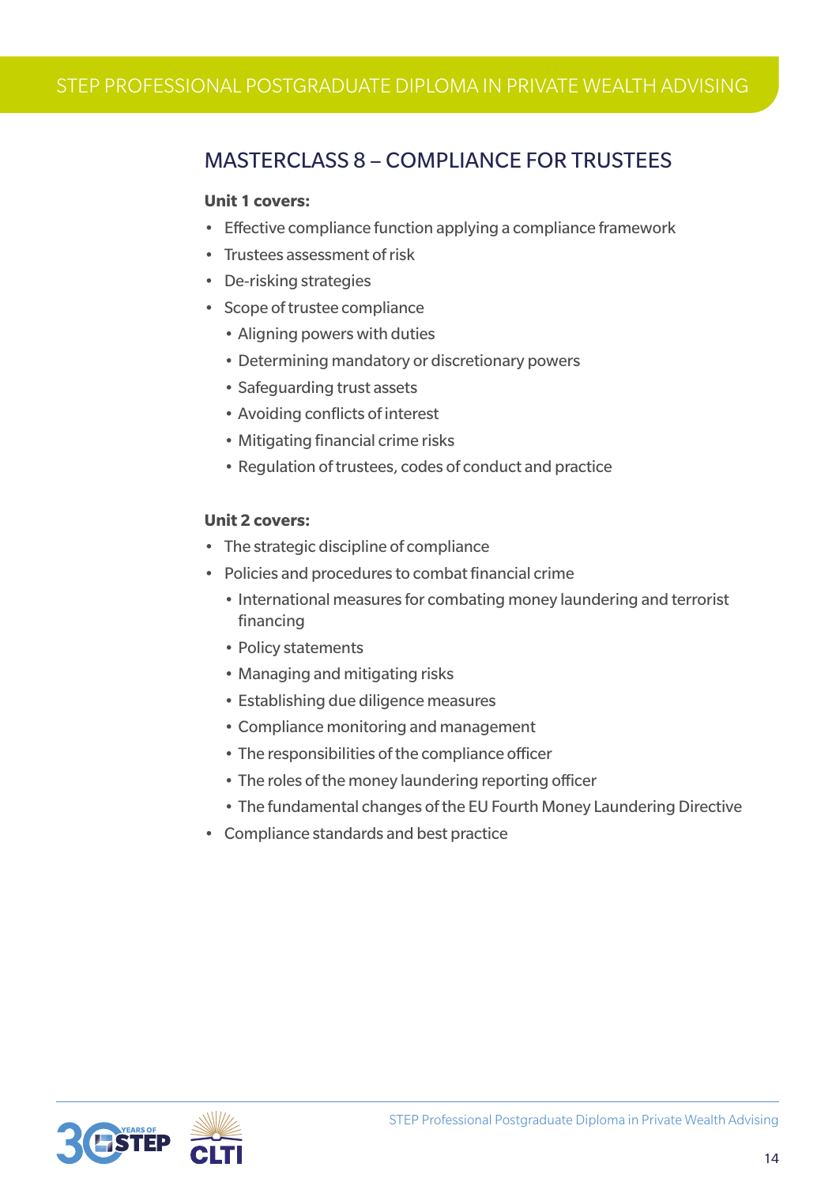## MASTERCLASS 8 – COMPLIANCE FOR TRUSTEES

**Unit 1 covers:**

- Effective compliance function applying a compliance framework
- Trustees assessment of risk
- De-risking strategies
- Scope of trustee compliance
  - Aligning powers with duties
  - Determining mandatory or discretionary powers
  - Safeguarding trust assets
  - Avoiding conflicts of interest
  - Mitigating financial crime risks
  - Regulation of trustees, codes of conduct and practice

**Unit 2 covers:**

- The strategic discipline of compliance
- Policies and procedures to combat financial crime
  - International measures for combating money laundering and terrorist financing
  - Policy statements
  - Managing and mitigating risks
  - Establishing due diligence measures
  - Compliance monitoring and management
  - The responsibilities of the compliance officer
  - The roles of the money laundering reporting officer
  - The fundamental changes of the EU Fourth Money Laundering Directive
- Compliance standards and best practice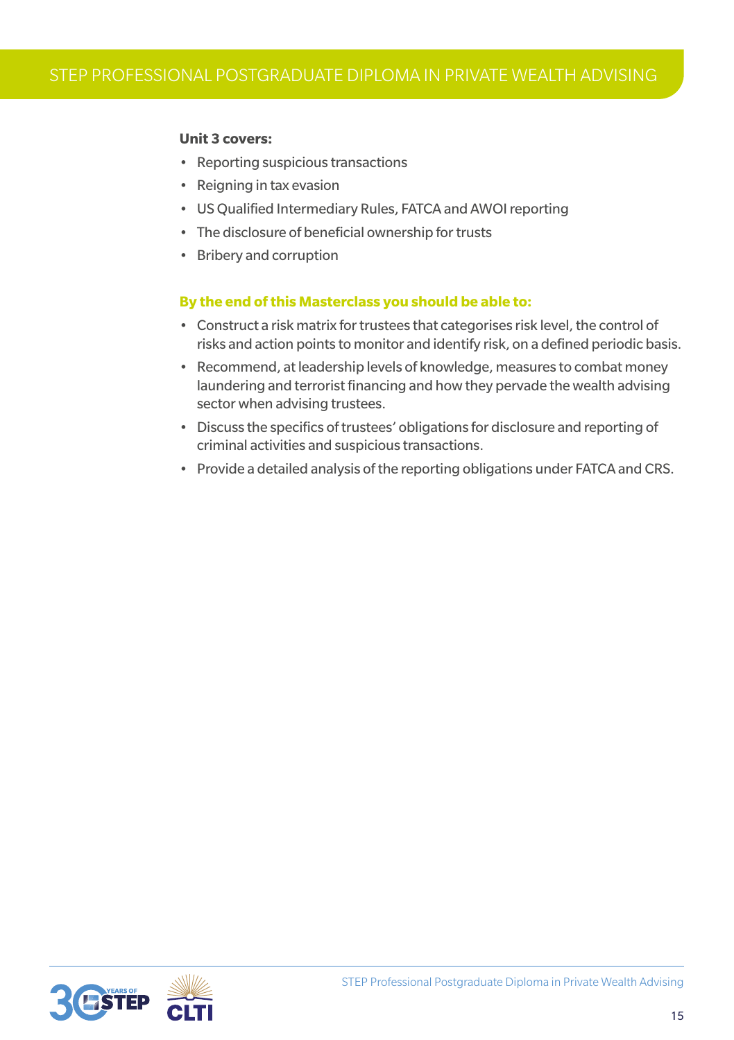**Unit 3 covers:**

- Reporting suspicious transactions
- Reigning in tax evasion
- US Qualified Intermediary Rules, FATCA and AWOI reporting
- The disclosure of beneficial ownership for trusts
- Bribery and corruption

**By the end of this Masterclass you should be able to:**

- Construct a risk matrix for trustees that categorises risk level, the control of risks and action points to monitor and identify risk, on a defined periodic basis.
- Recommend, at leadership levels of knowledge, measures to combat money laundering and terrorist financing and how they pervade the wealth advising sector when advising trustees.
- Discuss the specifics of trustees' obligations for disclosure and reporting of criminal activities and suspicious transactions.
- Provide a detailed analysis of the reporting obligations under FATCA and CRS.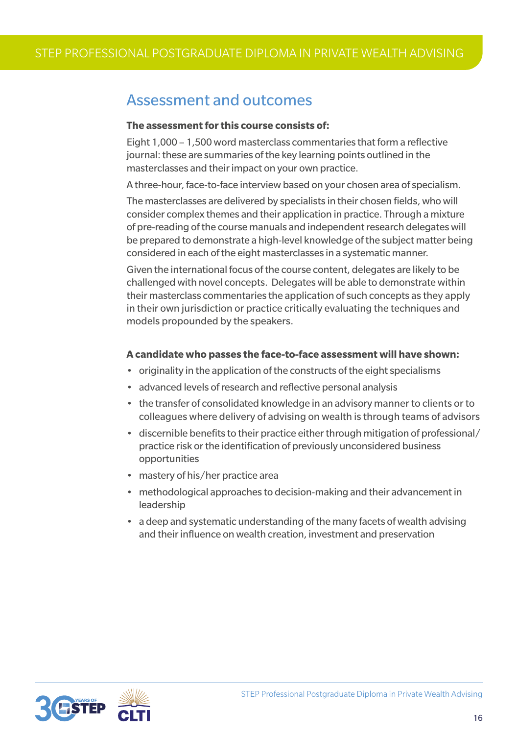## Assessment and outcomes

**The assessment for this course consists of:**

Eight 1,000 – 1,500 word masterclass commentaries that form a reflective journal: these are summaries of the key learning points outlined in the masterclasses and their impact on your own practice.

A three-hour, face-to-face interview based on your chosen area of specialism.

The masterclasses are delivered by specialists in their chosen fields, who will consider complex themes and their application in practice. Through a mixture of pre-reading of the course manuals and independent research delegates will be prepared to demonstrate a high-level knowledge of the subject matter being considered in each of the eight masterclasses in a systematic manner.

Given the international focus of the course content, delegates are likely to be challenged with novel concepts. Delegates will be able to demonstrate within their masterclass commentaries the application of such concepts as they apply in their own jurisdiction or practice critically evaluating the techniques and models propounded by the speakers.

**A candidate who passes the face-to-face assessment will have shown:**

- originality in the application of the constructs of the eight specialisms
- advanced levels of research and reflective personal analysis
- the transfer of consolidated knowledge in an advisory manner to clients or to colleagues where delivery of advising on wealth is through teams of advisors
- discernible benefits to their practice either through mitigation of professional/practice risk or the identification of previously unconsidered business opportunities
- mastery of his/her practice area
- methodological approaches to decision-making and their advancement in leadership
- a deep and systematic understanding of the many facets of wealth advising and their influence on wealth creation, investment and preservation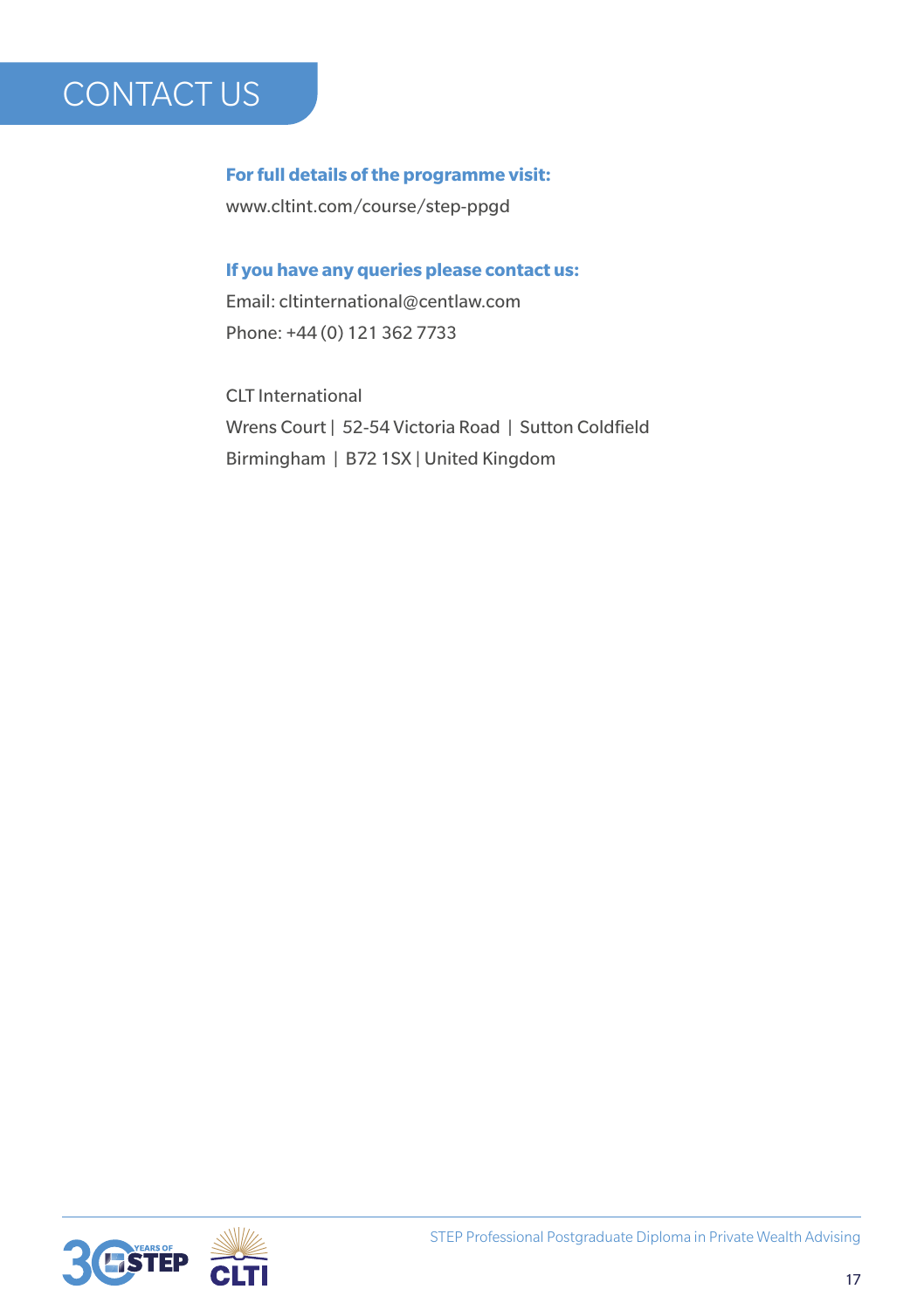# CONTACT US

**For full details of the programme visit:**

www.cltint.com/course/step-ppgd

**If you have any queries please contact us:**

Email: cltinternational@centlaw.com

Phone: +44 (0) 121 362 7733

CLT International

Wrens Court | 52-54 Victoria Road | Sutton Coldfield

Birmingham | B72 1SX | United Kingdom